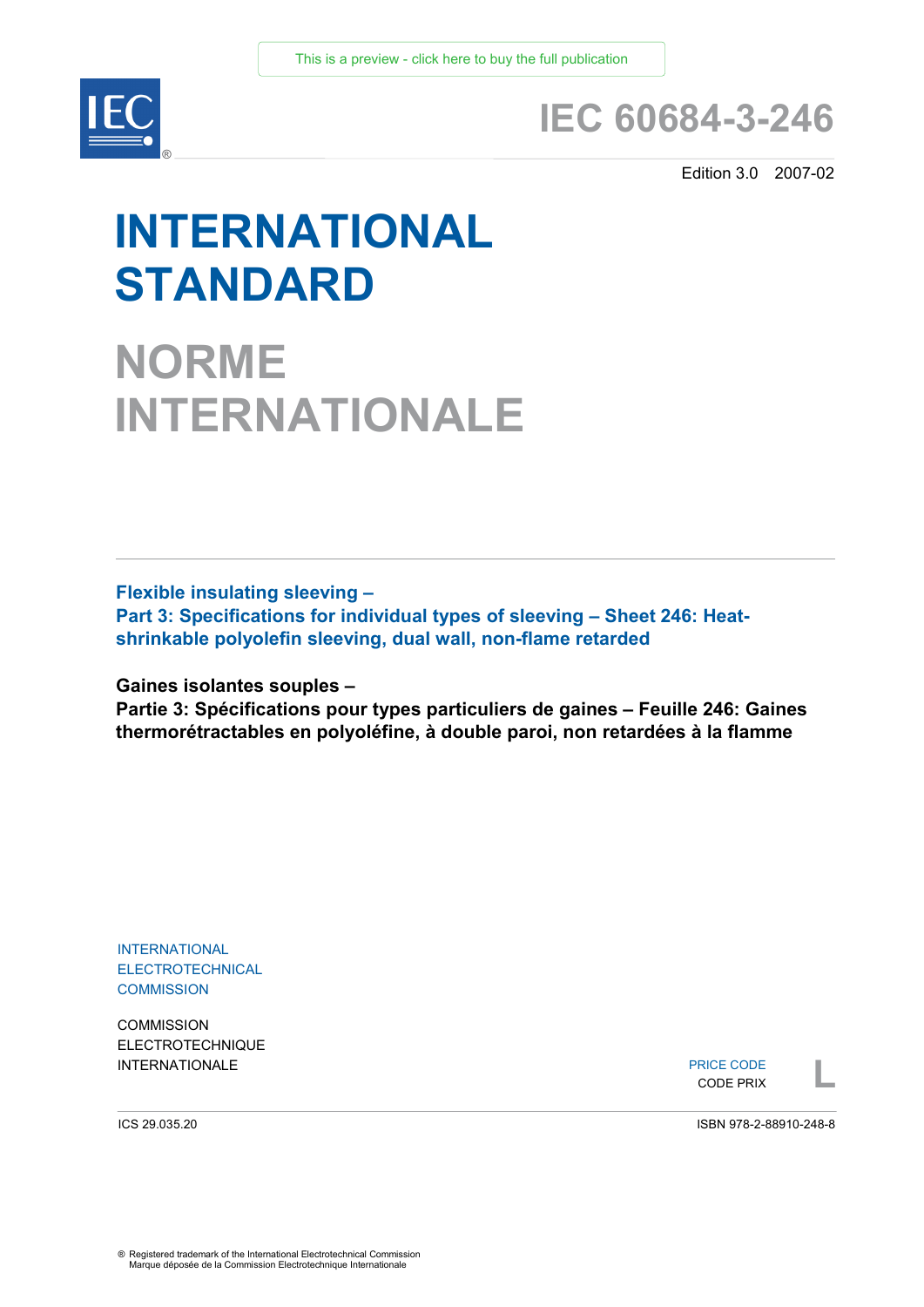This is a preview - click here to buy the full publication

# IEC 60684-3-246

Edition 3.0 2007-02

# INTERNATIONAL STANDARD

# NORME INTERNATIONALE

**Flexible insulating sleeving –**
**Part 3: Specifications for individual types of sleeving – Sheet 246: Heat-shrinkable polyolefin sleeving, dual wall, non-flame retarded**

**Gaines isolantes souples –**
**Partie 3: Spécifications pour types particuliers de gaines – Feuille 246: Gaines thermorétractables en polyoléfine, à double paroi, non retardées à la flamme**

INTERNATIONAL ELECTROTECHNICAL COMMISSION

COMMISSION ELECTROTECHNIQUE INTERNATIONALE

PRICE CODE
CODE PRIX
L

ICS 29.035.20

ISBN 978-2-88910-248-8

® Registered trademark of the International Electrotechnical Commission
Marque déposée de la Commission Electrotechnique Internationale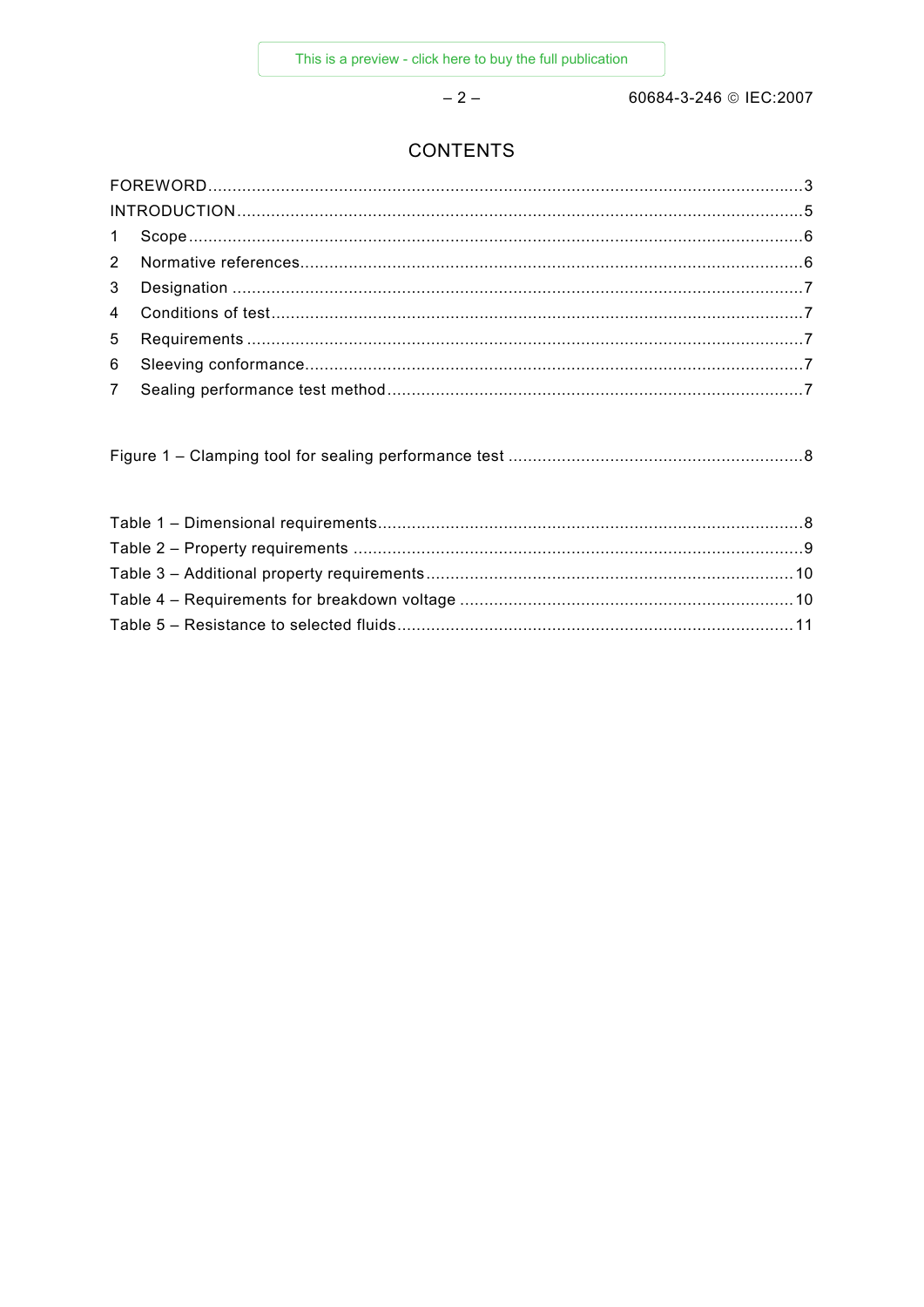# CONTENTS

FOREWORD .......... 3
INTRODUCTION .......... 5
1 Scope .......... 6
2 Normative references .......... 6
3 Designation .......... 7
4 Conditions of test .......... 7
5 Requirements .......... 7
6 Sleeving conformance .......... 7
7 Sealing performance test method .......... 7

Figure 1 – Clamping tool for sealing performance test .......... 8

Table 1 – Dimensional requirements .......... 8
Table 2 – Property requirements .......... 9
Table 3 – Additional property requirements .......... 10
Table 4 – Requirements for breakdown voltage .......... 10
Table 5 – Resistance to selected fluids .......... 11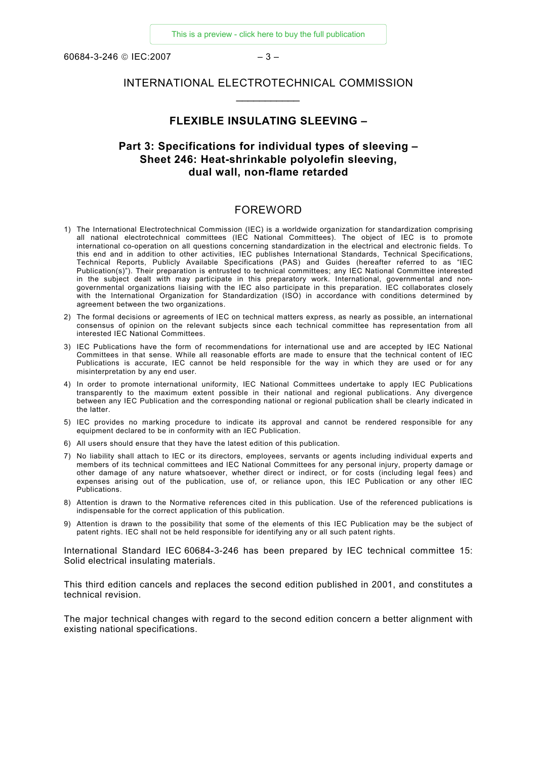# INTERNATIONAL ELECTROTECHNICAL COMMISSION

___________

## FLEXIBLE INSULATING SLEEVING –

## Part 3: Specifications for individual types of sleeving – Sheet 246: Heat-shrinkable polyolefin sleeving, dual wall, non-flame retarded

## FOREWORD

1) The International Electrotechnical Commission (IEC) is a worldwide organization for standardization comprising all national electrotechnical committees (IEC National Committees). The object of IEC is to promote international co-operation on all questions concerning standardization in the electrical and electronic fields. To this end and in addition to other activities, IEC publishes International Standards, Technical Specifications, Technical Reports, Publicly Available Specifications (PAS) and Guides (hereafter referred to as "IEC Publication(s)"). Their preparation is entrusted to technical committees; any IEC National Committee interested in the subject dealt with may participate in this preparatory work. International, governmental and non-governmental organizations liaising with the IEC also participate in this preparation. IEC collaborates closely with the International Organization for Standardization (ISO) in accordance with conditions determined by agreement between the two organizations.
2) The formal decisions or agreements of IEC on technical matters express, as nearly as possible, an international consensus of opinion on the relevant subjects since each technical committee has representation from all interested IEC National Committees.
3) IEC Publications have the form of recommendations for international use and are accepted by IEC National Committees in that sense. While all reasonable efforts are made to ensure that the technical content of IEC Publications is accurate, IEC cannot be held responsible for the way in which they are used or for any misinterpretation by any end user.
4) In order to promote international uniformity, IEC National Committees undertake to apply IEC Publications transparently to the maximum extent possible in their national and regional publications. Any divergence between any IEC Publication and the corresponding national or regional publication shall be clearly indicated in the latter.
5) IEC provides no marking procedure to indicate its approval and cannot be rendered responsible for any equipment declared to be in conformity with an IEC Publication.
6) All users should ensure that they have the latest edition of this publication.
7) No liability shall attach to IEC or its directors, employees, servants or agents including individual experts and members of its technical committees and IEC National Committees for any personal injury, property damage or other damage of any nature whatsoever, whether direct or indirect, or for costs (including legal fees) and expenses arising out of the publication, use of, or reliance upon, this IEC Publication or any other IEC Publications.
8) Attention is drawn to the Normative references cited in this publication. Use of the referenced publications is indispensable for the correct application of this publication.
9) Attention is drawn to the possibility that some of the elements of this IEC Publication may be the subject of patent rights. IEC shall not be held responsible for identifying any or all such patent rights.

International Standard IEC 60684-3-246 has been prepared by IEC technical committee 15: Solid electrical insulating materials.

This third edition cancels and replaces the second edition published in 2001, and constitutes a technical revision.

The major technical changes with regard to the second edition concern a better alignment with existing national specifications.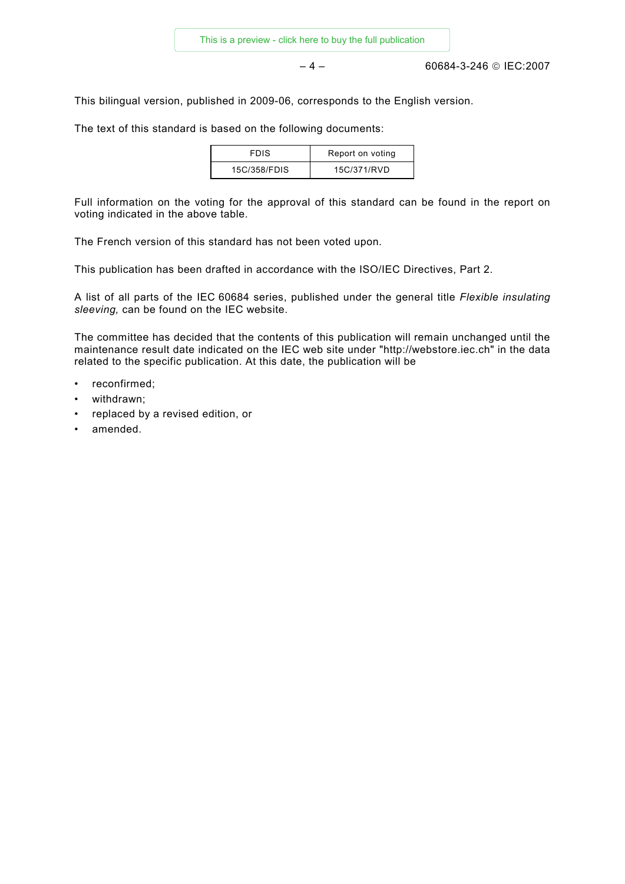This bilingual version, published in 2009-06, corresponds to the English version.

The text of this standard is based on the following documents:

| FDIS | Report on voting |
| --- | --- |
| 15C/358/FDIS | 15C/371/RVD |

Full information on the voting for the approval of this standard can be found in the report on voting indicated in the above table.

The French version of this standard has not been voted upon.

This publication has been drafted in accordance with the ISO/IEC Directives, Part 2.

A list of all parts of the IEC 60684 series, published under the general title *Flexible insulating sleeving,* can be found on the IEC website.

The committee has decided that the contents of this publication will remain unchanged until the maintenance result date indicated on the IEC web site under "http://webstore.iec.ch" in the data related to the specific publication. At this date, the publication will be

- reconfirmed;
- withdrawn;
- replaced by a revised edition, or
- amended.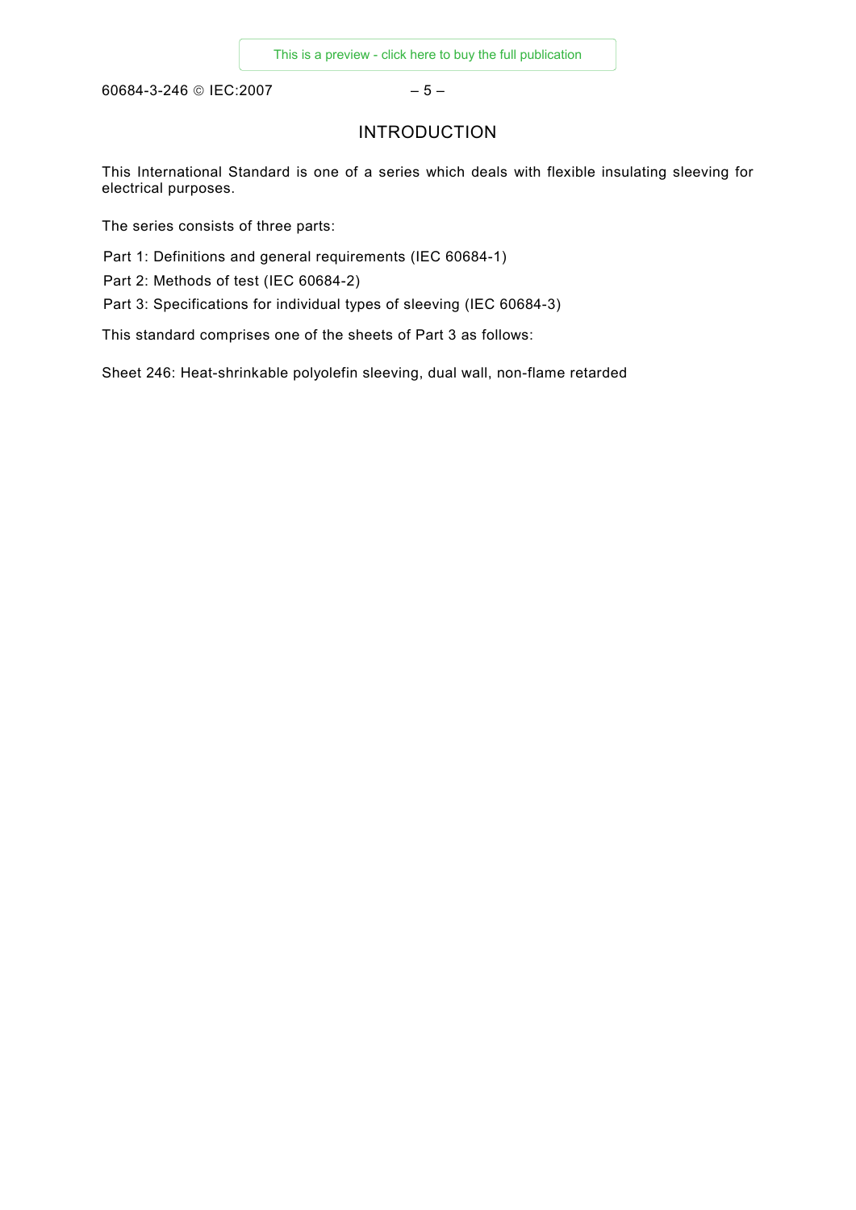# INTRODUCTION

This International Standard is one of a series which deals with flexible insulating sleeving for electrical purposes.

The series consists of three parts:

Part 1: Definitions and general requirements (IEC 60684-1)

Part 2: Methods of test (IEC 60684-2)

Part 3: Specifications for individual types of sleeving (IEC 60684-3)

This standard comprises one of the sheets of Part 3 as follows:

Sheet 246: Heat-shrinkable polyolefin sleeving, dual wall, non-flame retarded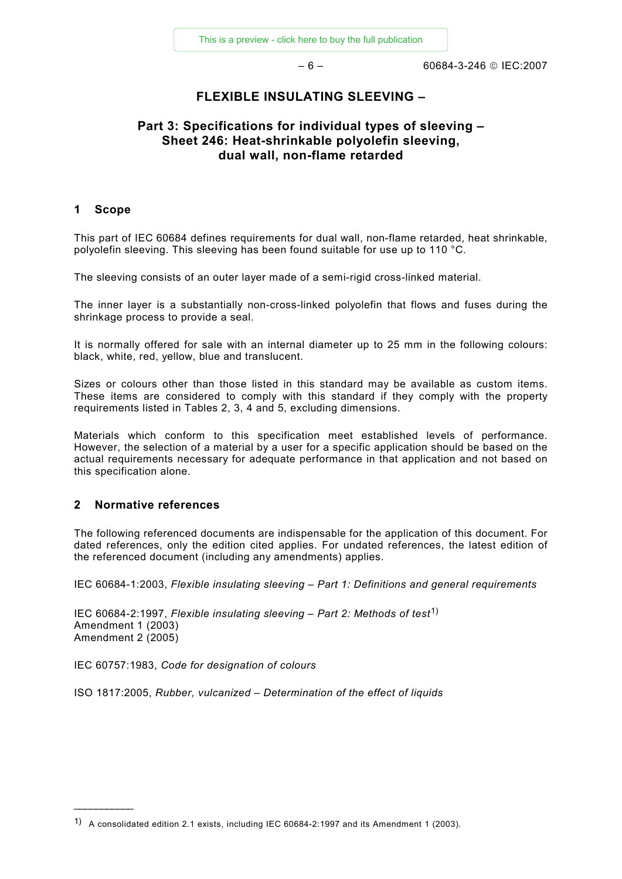# FLEXIBLE INSULATING SLEEVING –

## Part 3: Specifications for individual types of sleeving – Sheet 246: Heat-shrinkable polyolefin sleeving, dual wall, non-flame retarded

## 1 Scope

This part of IEC 60684 defines requirements for dual wall, non-flame retarded, heat shrinkable, polyolefin sleeving. This sleeving has been found suitable for use up to 110 °C.

The sleeving consists of an outer layer made of a semi-rigid cross-linked material.

The inner layer is a substantially non-cross-linked polyolefin that flows and fuses during the shrinkage process to provide a seal.

It is normally offered for sale with an internal diameter up to 25 mm in the following colours: black, white, red, yellow, blue and translucent.

Sizes or colours other than those listed in this standard may be available as custom items. These items are considered to comply with this standard if they comply with the property requirements listed in Tables 2, 3, 4 and 5, excluding dimensions.

Materials which conform to this specification meet established levels of performance. However, the selection of a material by a user for a specific application should be based on the actual requirements necessary for adequate performance in that application and not based on this specification alone.

## 2 Normative references

The following referenced documents are indispensable for the application of this document. For dated references, only the edition cited applies. For undated references, the latest edition of the referenced document (including any amendments) applies.

IEC 60684-1:2003, *Flexible insulating sleeving – Part 1: Definitions and general requirements*

IEC 60684-2:1997, *Flexible insulating sleeving – Part 2: Methods of test*[1]
Amendment 1 (2003)
Amendment 2 (2005)

IEC 60757:1983, *Code for designation of colours*

ISO 1817:2005, *Rubber, vulcanized – Determination of the effect of liquids*

---

[1] A consolidated edition 2.1 exists, including IEC 60684-2:1997 and its Amendment 1 (2003).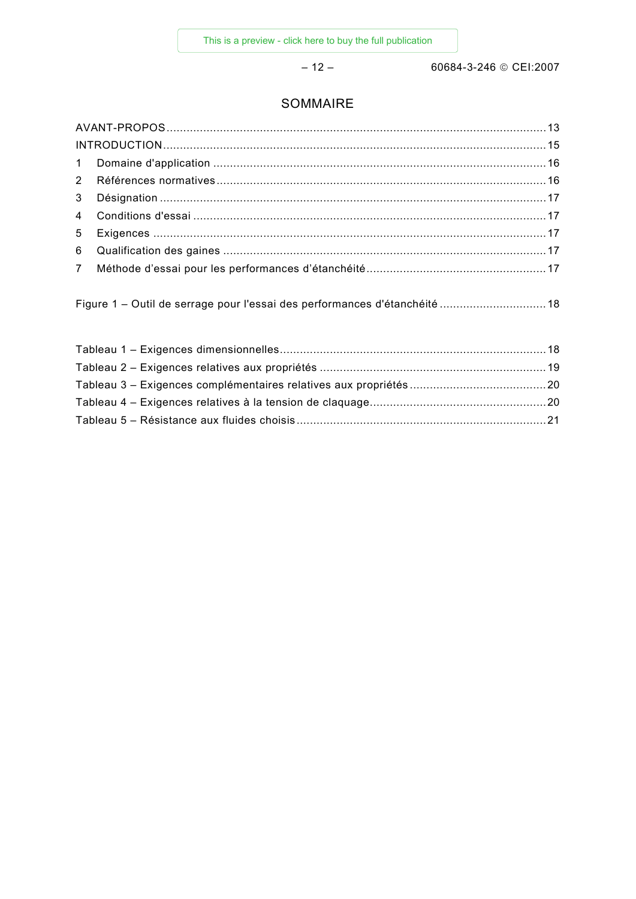# SOMMAIRE

AVANT-PROPOS ........ 13
INTRODUCTION ........ 15
1 Domaine d'application ........ 16
2 Références normatives ........ 16
3 Désignation ........ 17
4 Conditions d'essai ........ 17
5 Exigences ........ 17
6 Qualification des gaines ........ 17
7 Méthode d'essai pour les performances d'étanchéité ........ 17

Figure 1 – Outil de serrage pour l'essai des performances d'étanchéité ........ 18

Tableau 1 – Exigences dimensionnelles ........ 18
Tableau 2 – Exigences relatives aux propriétés ........ 19
Tableau 3 – Exigences complémentaires relatives aux propriétés ........ 20
Tableau 4 – Exigences relatives à la tension de claquage ........ 20
Tableau 5 – Résistance aux fluides choisis ........ 21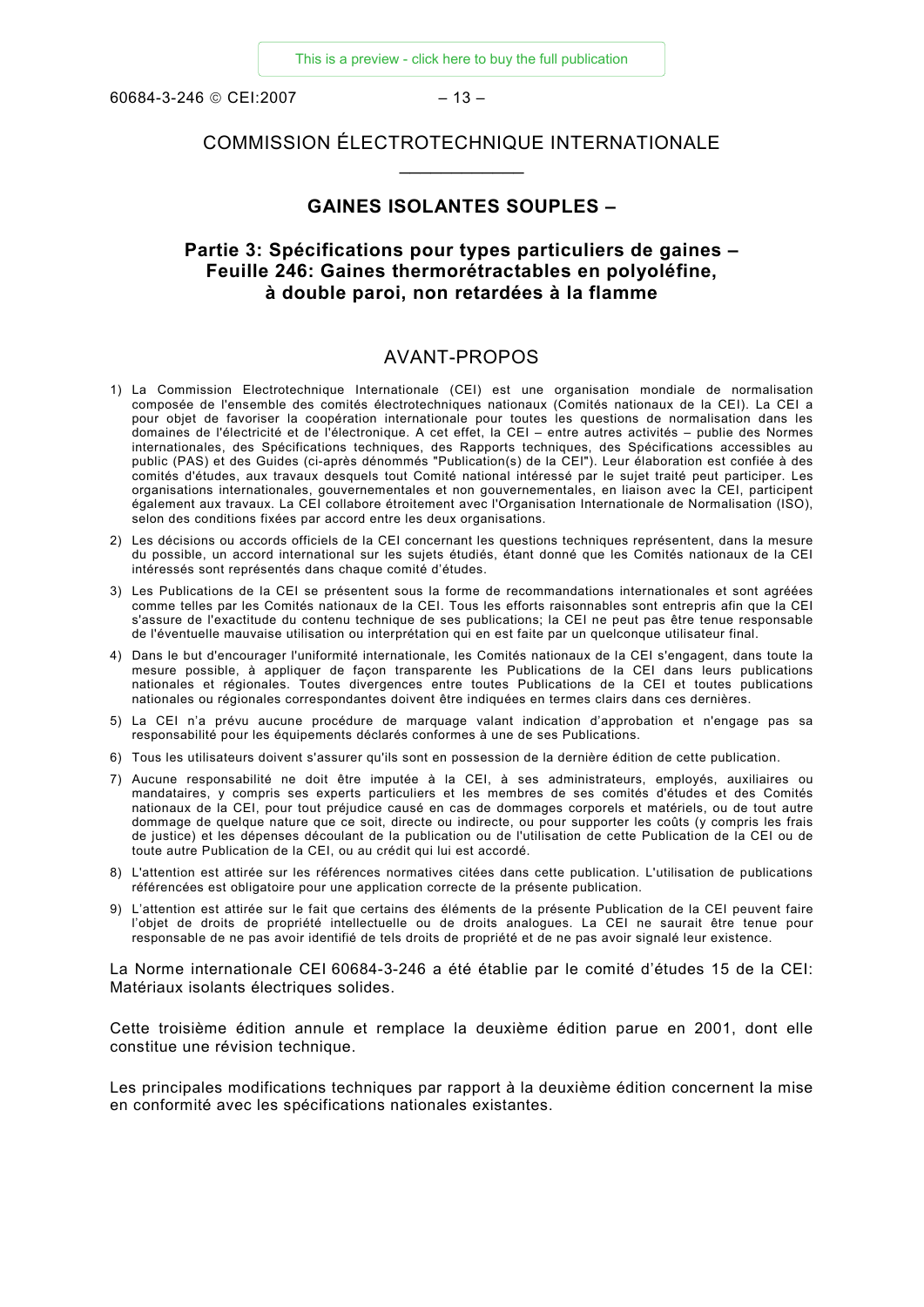COMMISSION ÉLECTROTECHNIQUE INTERNATIONALE

___________

# GAINES ISOLANTES SOUPLES –

## Partie 3: Spécifications pour types particuliers de gaines – Feuille 246: Gaines thermorétractables en polyoléfine, à double paroi, non retardées à la flamme

## AVANT-PROPOS

1) La Commission Electrotechnique Internationale (CEI) est une organisation mondiale de normalisation composée de l'ensemble des comités électrotechniques nationaux (Comités nationaux de la CEI). La CEI a pour objet de favoriser la coopération internationale pour toutes les questions de normalisation dans les domaines de l'électricité et de l'électronique. A cet effet, la CEI – entre autres activités – publie des Normes internationales, des Spécifications techniques, des Rapports techniques, des Spécifications accessibles au public (PAS) et des Guides (ci-après dénommés "Publication(s) de la CEI"). Leur élaboration est confiée à des comités d'études, aux travaux desquels tout Comité national intéressé par le sujet traité peut participer. Les organisations internationales, gouvernementales et non gouvernementales, en liaison avec la CEI, participent également aux travaux. La CEI collabore étroitement avec l'Organisation Internationale de Normalisation (ISO), selon des conditions fixées par accord entre les deux organisations.
2) Les décisions ou accords officiels de la CEI concernant les questions techniques représentent, dans la mesure du possible, un accord international sur les sujets étudiés, étant donné que les Comités nationaux de la CEI intéressés sont représentés dans chaque comité d'études.
3) Les Publications de la CEI se présentent sous la forme de recommandations internationales et sont agréées comme telles par les Comités nationaux de la CEI. Tous les efforts raisonnables sont entrepris afin que la CEI s'assure de l'exactitude du contenu technique de ses publications; la CEI ne peut pas être tenue responsable de l'éventuelle mauvaise utilisation ou interprétation qui en est faite par un quelconque utilisateur final.
4) Dans le but d'encourager l'uniformité internationale, les Comités nationaux de la CEI s'engagent, dans toute la mesure possible, à appliquer de façon transparente les Publications de la CEI dans leurs publications nationales et régionales. Toutes divergences entre toutes Publications de la CEI et toutes publications nationales ou régionales correspondantes doivent être indiquées en termes clairs dans ces dernières.
5) La CEI n'a prévu aucune procédure de marquage valant indication d'approbation et n'engage pas sa responsabilité pour les équipements déclarés conformes à une de ses Publications.
6) Tous les utilisateurs doivent s'assurer qu'ils sont en possession de la dernière édition de cette publication.
7) Aucune responsabilité ne doit être imputée à la CEI, à ses administrateurs, employés, auxiliaires ou mandataires, y compris ses experts particuliers et les membres de ses comités d'études et des Comités nationaux de la CEI, pour tout préjudice causé en cas de dommages corporels et matériels, ou de tout autre dommage de quelque nature que ce soit, directe ou indirecte, ou pour supporter les coûts (y compris les frais de justice) et les dépenses découlant de la publication ou de l'utilisation de cette Publication de la CEI ou de toute autre Publication de la CEI, ou au crédit qui lui est accordé.
8) L'attention est attirée sur les références normatives citées dans cette publication. L'utilisation de publications référencées est obligatoire pour une application correcte de la présente publication.
9) L'attention est attirée sur le fait que certains des éléments de la présente Publication de la CEI peuvent faire l'objet de droits de propriété intellectuelle ou de droits analogues. La CEI ne saurait être tenue pour responsable de ne pas avoir identifié de tels droits de propriété et de ne pas avoir signalé leur existence.

La Norme internationale CEI 60684-3-246 a été établie par le comité d'études 15 de la CEI: Matériaux isolants électriques solides.

Cette troisième édition annule et remplace la deuxième édition parue en 2001, dont elle constitue une révision technique.

Les principales modifications techniques par rapport à la deuxième édition concernent la mise en conformité avec les spécifications nationales existantes.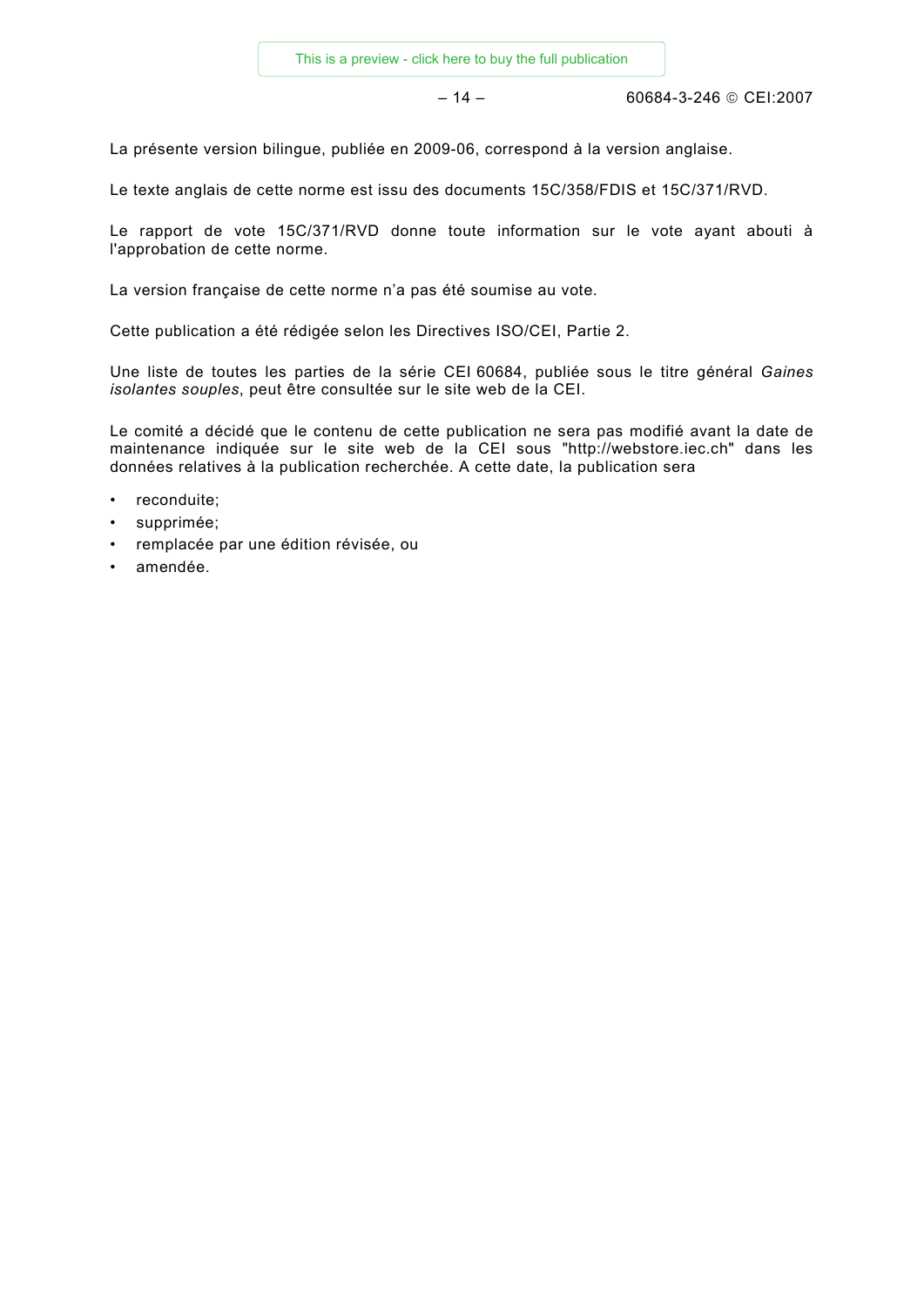La présente version bilingue, publiée en 2009-06, correspond à la version anglaise.

Le texte anglais de cette norme est issu des documents 15C/358/FDIS et 15C/371/RVD.

Le rapport de vote 15C/371/RVD donne toute information sur le vote ayant abouti à l'approbation de cette norme.

La version française de cette norme n'a pas été soumise au vote.

Cette publication a été rédigée selon les Directives ISO/CEI, Partie 2.

Une liste de toutes les parties de la série CEI 60684, publiée sous le titre général *Gaines isolantes souples*, peut être consultée sur le site web de la CEI.

Le comité a décidé que le contenu de cette publication ne sera pas modifié avant la date de maintenance indiquée sur le site web de la CEI sous "http://webstore.iec.ch" dans les données relatives à la publication recherchée. A cette date, la publication sera

- reconduite;
- supprimée;
- remplacée par une édition révisée, ou
- amendée.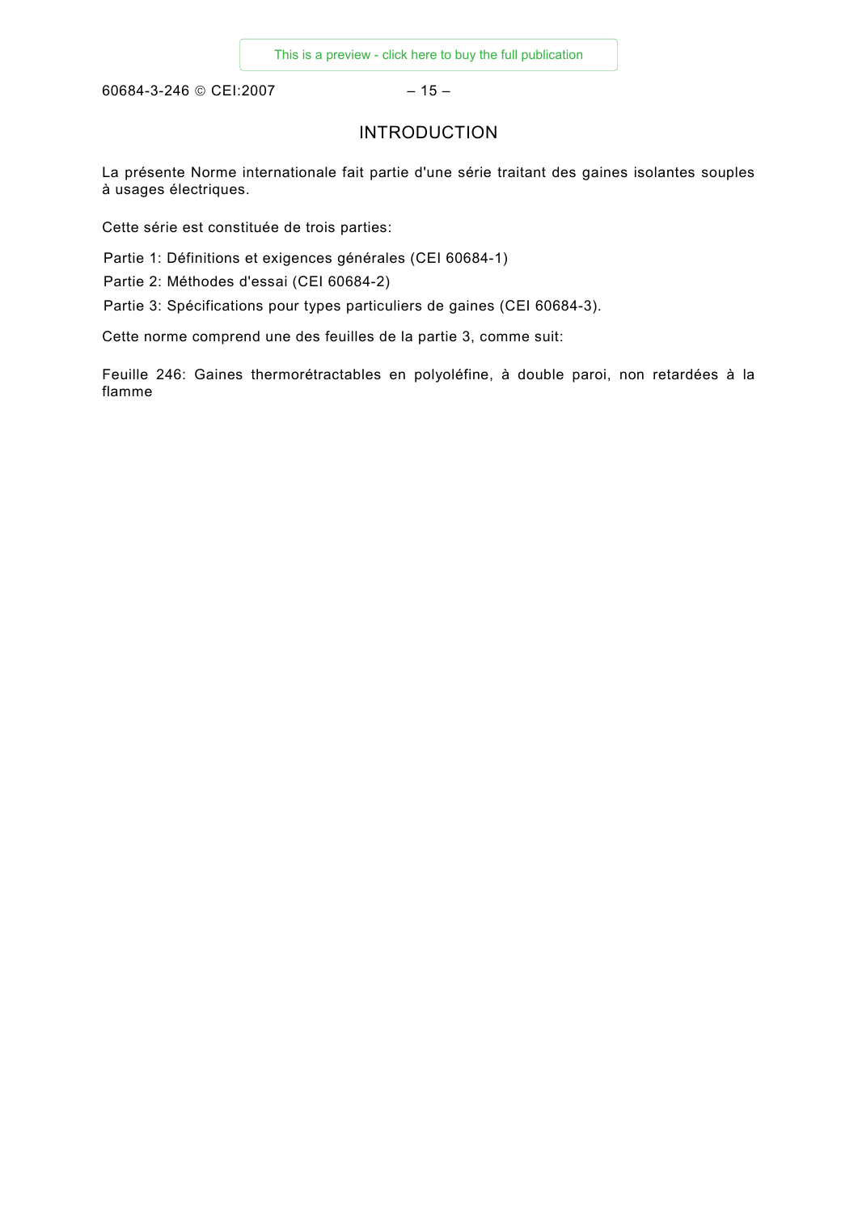# INTRODUCTION

La présente Norme internationale fait partie d'une série traitant des gaines isolantes souples à usages électriques.

Cette série est constituée de trois parties:

Partie 1: Définitions et exigences générales (CEI 60684-1)

Partie 2: Méthodes d'essai (CEI 60684-2)

Partie 3: Spécifications pour types particuliers de gaines (CEI 60684-3).

Cette norme comprend une des feuilles de la partie 3, comme suit:

Feuille 246: Gaines thermorétractables en polyoléfine, à double paroi, non retardées à la flamme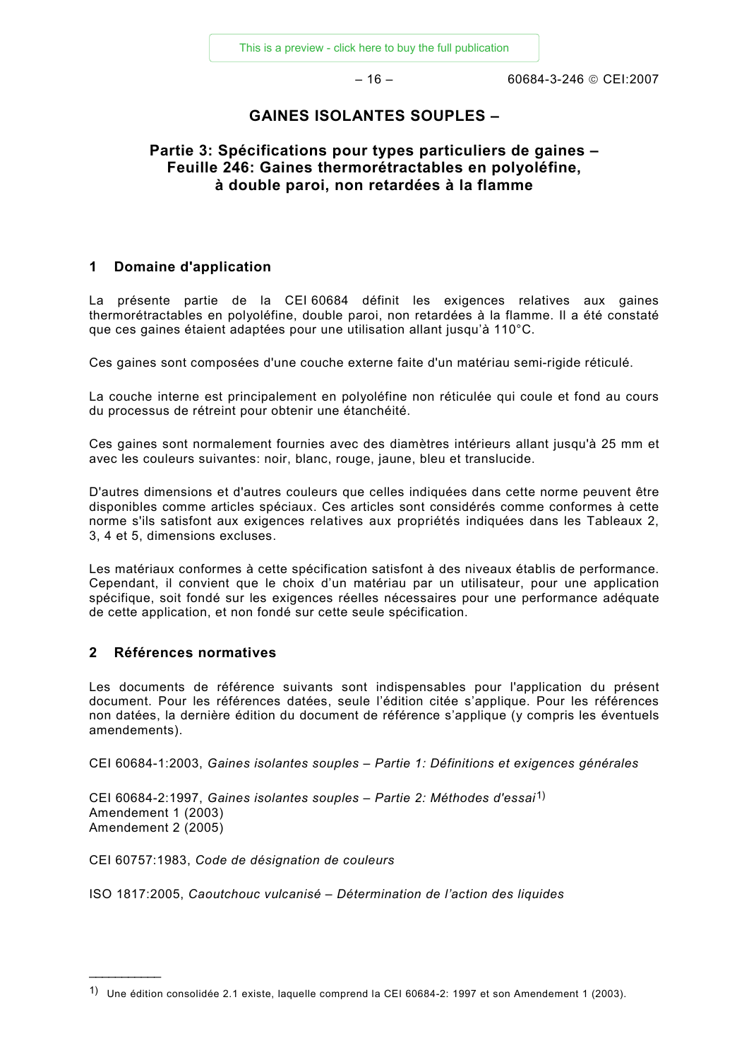# GAINES ISOLANTES SOUPLES –

## Partie 3: Spécifications pour types particuliers de gaines – Feuille 246: Gaines thermorétractables en polyoléfine, à double paroi, non retardées à la flamme

## 1 Domaine d'application

La présente partie de la CEI 60684 définit les exigences relatives aux gaines thermorétractables en polyoléfine, double paroi, non retardées à la flamme. Il a été constaté que ces gaines étaient adaptées pour une utilisation allant jusqu'à 110°C.

Ces gaines sont composées d'une couche externe faite d'un matériau semi-rigide réticulé.

La couche interne est principalement en polyoléfine non réticulée qui coule et fond au cours du processus de rétreint pour obtenir une étanchéité.

Ces gaines sont normalement fournies avec des diamètres intérieurs allant jusqu'à 25 mm et avec les couleurs suivantes: noir, blanc, rouge, jaune, bleu et translucide.

D'autres dimensions et d'autres couleurs que celles indiquées dans cette norme peuvent être disponibles comme articles spéciaux. Ces articles sont considérés comme conformes à cette norme s'ils satisfont aux exigences relatives aux propriétés indiquées dans les Tableaux 2, 3, 4 et 5, dimensions exclues.

Les matériaux conformes à cette spécification satisfont à des niveaux établis de performance. Cependant, il convient que le choix d'un matériau par un utilisateur, pour une application spécifique, soit fondé sur les exigences réelles nécessaires pour une performance adéquate de cette application, et non fondé sur cette seule spécification.

## 2 Références normatives

Les documents de référence suivants sont indispensables pour l'application du présent document. Pour les références datées, seule l'édition citée s'applique. Pour les références non datées, la dernière édition du document de référence s'applique (y compris les éventuels amendements).

CEI 60684-1:2003, *Gaines isolantes souples – Partie 1: Définitions et exigences générales*

CEI 60684-2:1997, *Gaines isolantes souples – Partie 2: Méthodes d'essai*[1]
Amendement 1 (2003)
Amendement 2 (2005)

CEI 60757:1983, *Code de désignation de couleurs*

ISO 1817:2005, *Caoutchouc vulcanisé – Détermination de l'action des liquides*

---

[1] Une édition consolidée 2.1 existe, laquelle comprend la CEI 60684-2: 1997 et son Amendement 1 (2003).